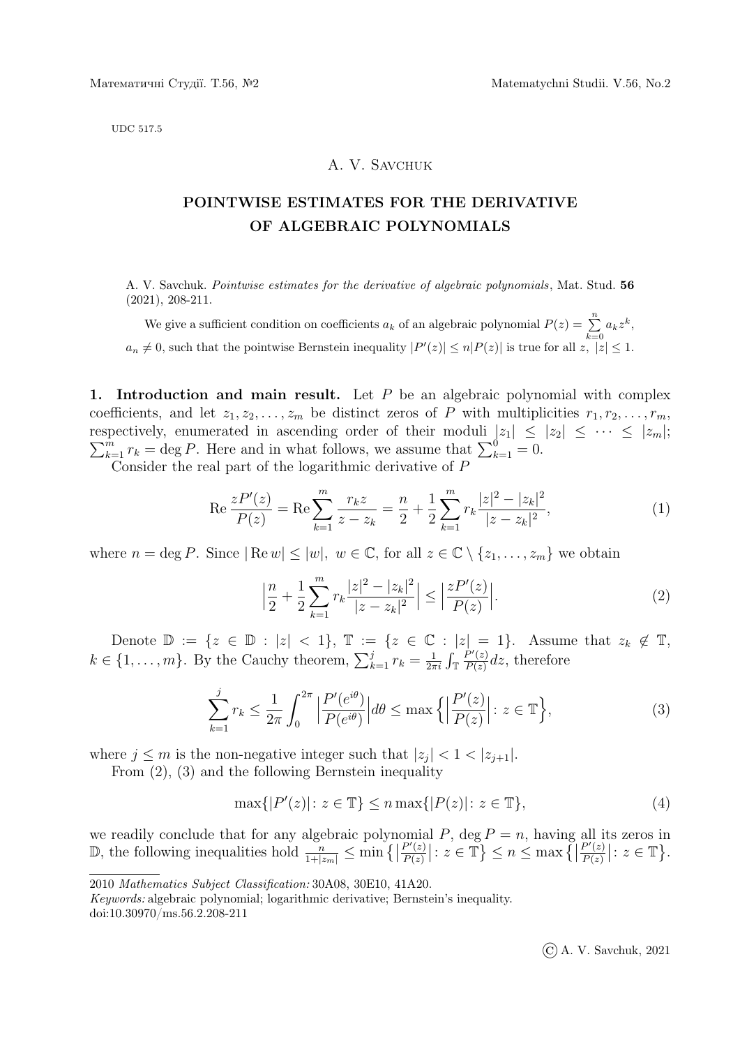UDC 517.5

A. V. Savchuk

# POINTWISE ESTIMATES FOR THE DERIVATIVE OF ALGEBRAIC POLYNOMIALS

A. V. Savchuk. *Pointwise estimates for the derivative of algebraic polynomials*, Mat. Stud. **56** (2021), 208-211.

We give a sufficient condition on coefficients $a_k$ of an algebraic polynomial $P(z) = \sum_{k=0}^{n} a_k z^k$, $a_n \neq 0$, such that the pointwise Bernstein inequality $|P'(z)| \le n|P(z)|$ is true for all $z$, $|z| \le 1$.

**1. Introduction and main result.** Let $P$ be an algebraic polynomial with complex coefficients, and let $z_1, z_2, \dots, z_m$ be distinct zeros of $P$ with multiplicities $r_1, r_2, \dots, r_m$, respectively, enumerated in ascending order of their moduli $|z_1| \le |z_2| \le \dots \le |z_m|$; $\sum_{k=1}^{m} r_k = \deg P$. Here and in what follows, we assume that $\sum_{k=1}^{0} = 0$.

Consider the real part of the logarithmic derivative of $P$

$$\operatorname{Re} \frac{zP'(z)}{P(z)} = \operatorname{Re} \sum_{k=1}^{m} \frac{r_k z}{z - z_k} = \frac{n}{2} + \frac{1}{2} \sum_{k=1}^{m} r_k \frac{|z|^2 - |z_k|^2}{|z - z_k|^2}, \tag{1}$$

where $n = \deg P$. Since $|\operatorname{Re} w| \le |w|$, $w \in \mathbb{C}$, for all $z \in \mathbb{C} \setminus \{z_1, \dots, z_m\}$ we obtain

$$\Big| \frac{n}{2} + \frac{1}{2} \sum_{k=1}^{m} r_k \frac{|z|^2 - |z_k|^2}{|z - z_k|^2} \Big| \le \Big| \frac{zP'(z)}{P(z)} \Big|. \tag{2}$$

Denote $\mathbb{D} := \{z \in \mathbb{D} : |z| < 1\}$, $\mathbb{T} := \{z \in \mathbb{C} : |z| = 1\}$. Assume that $z_k \notin \mathbb{T}$, $k \in \{1, \dots, m\}$. By the Cauchy theorem, $\sum_{k=1}^{j} r_k = \frac{1}{2\pi i} \int_{\mathbb{T}} \frac{P'(z)}{P(z)} dz$, therefore

$$\sum_{k=1}^{j} r_k \le \frac{1}{2\pi} \int_0^{2\pi} \Big| \frac{P'(e^{i\theta})}{P(e^{i\theta})} \Big| d\theta \le \max\Big\{ \Big| \frac{P'(z)}{P(z)} \Big| : z \in \mathbb{T} \Big\}, \tag{3}$$

where $j \le m$ is the non-negative integer such that $|z_j| < 1 < |z_{j+1}|$.

From (2), (3) and the following Bernstein inequality

$$\max\{|P'(z)| : z \in \mathbb{T}\} \le n \max\{|P(z)| : z \in \mathbb{T}\}, \tag{4}$$

we readily conclude that for any algebraic polynomial $P$, $\deg P = n$, having all its zeros in $\mathbb{D}$, the following inequalities hold $\frac{n}{1+|z_m|} \le \min\big\{ \big| \frac{P'(z)}{P(z)} \big| : z \in \mathbb{T} \big\} \le n \le \max\big\{ \big| \frac{P'(z)}{P(z)} \big| : z \in \mathbb{T} \big\}$.

---

2010 *Mathematics Subject Classification:* 30A08, 30E10, 41A20.

*Keywords:* algebraic polynomial; logarithmic derivative; Bernstein's inequality.

doi:10.30970/ms.56.2.208-211

© A. V. Savchuk, 2021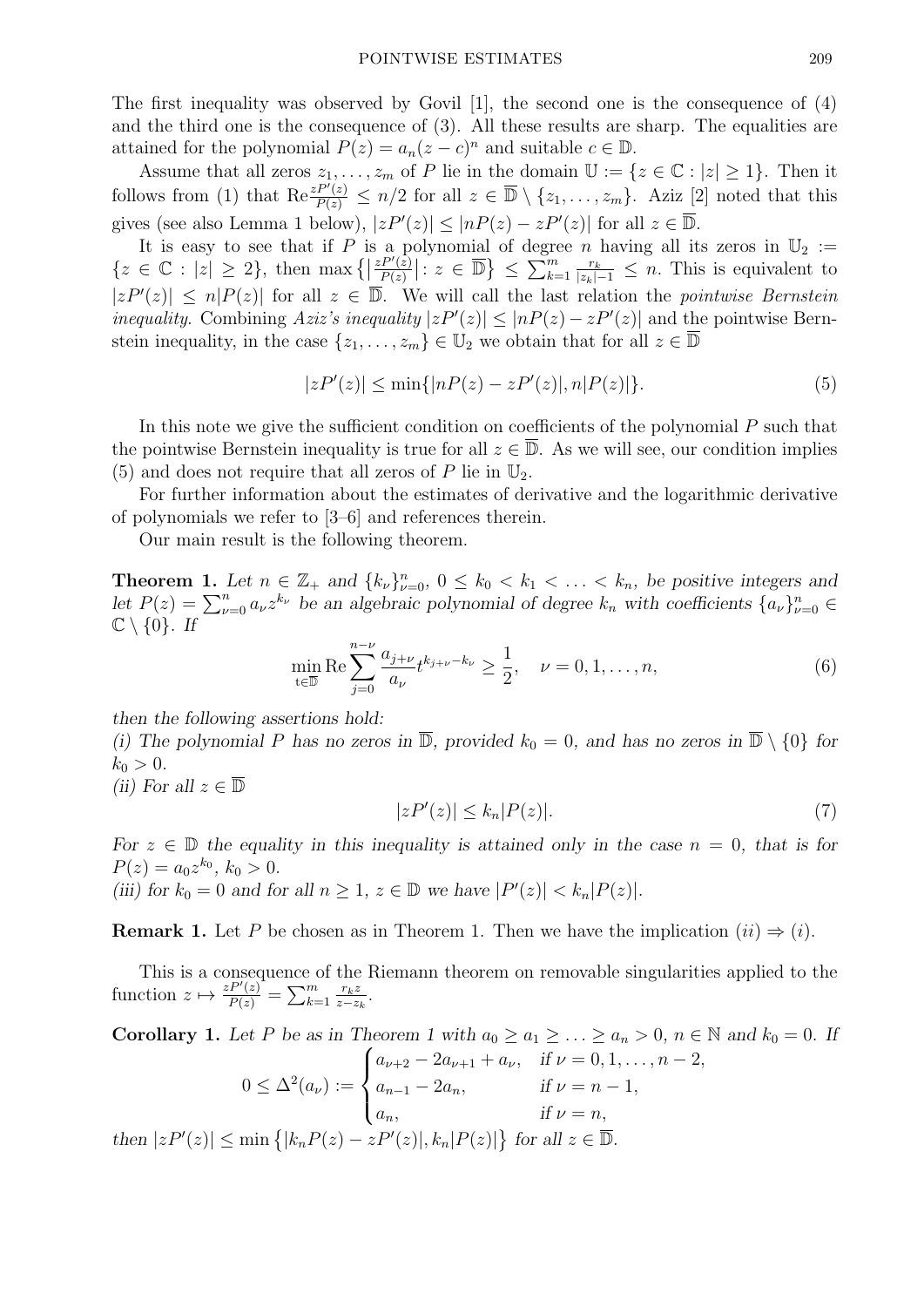The first inequality was observed by Govil [1], the second one is the consequence of (4) and the third one is the consequence of (3). All these results are sharp. The equalities are attained for the polynomial $P(z) = a_n(z-c)^n$ and suitable $c \in \mathbb{D}$.

Assume that all zeros $z_1, \ldots, z_m$ of $P$ lie in the domain $\mathbb{U} := \{z \in \mathbb{C} : |z| \geq 1\}$. Then it follows from (1) that $\mathrm{Re}\frac{zP'(z)}{P(z)} \leq n/2$ for all $z \in \overline{\mathbb{D}} \setminus \{z_1, \ldots, z_m\}$. Aziz [2] noted that this gives (see also Lemma 1 below), $|zP'(z)| \leq |nP(z) - zP'(z)|$ for all $z \in \overline{\mathbb{D}}$.

It is easy to see that if $P$ is a polynomial of degree $n$ having all its zeros in $\mathbb{U}_2 := \{z \in \mathbb{C} : |z| \geq 2\}$, then $\max\left\{\left|\frac{zP'(z)}{P(z)}\right| : z \in \overline{\mathbb{D}}\right\} \leq \sum_{k=1}^{m} \frac{r_k}{|z_k|-1} \leq n$. This is equivalent to $|zP'(z)| \leq n|P(z)|$ for all $z \in \overline{\mathbb{D}}$. We will call the last relation the *pointwise Bernstein inequality*. Combining *Aziz's inequality* $|zP'(z)| \leq |nP(z) - zP'(z)|$ and the pointwise Bernstein inequality, in the case $\{z_1, \ldots, z_m\} \in \mathbb{U}_2$ we obtain that for all $z \in \overline{\mathbb{D}}$

$$|zP'(z)| \leq \min\{|nP(z) - zP'(z)|, n|P(z)|\}. \tag{5}$$

In this note we give the sufficient condition on coefficients of the polynomial $P$ such that the pointwise Bernstein inequality is true for all $z \in \overline{\mathbb{D}}$. As we will see, our condition implies (5) and does not require that all zeros of $P$ lie in $\mathbb{U}_2$.

For further information about the estimates of derivative and the logarithmic derivative of polynomials we refer to [3–6] and references therein.

Our main result is the following theorem.

**Theorem 1.** *Let $n \in \mathbb{Z}_+$ and $\{k_\nu\}_{\nu=0}^n$, $0 \leq k_0 < k_1 < \ldots < k_n$, be positive integers and let $P(z) = \sum_{\nu=0}^n a_\nu z^{k_\nu}$ be an algebraic polynomial of degree $k_n$ with coefficients $\{a_\nu\}_{\nu=0}^n \in \mathbb{C} \setminus \{0\}$. If*

$$\min_{t \in \overline{\mathbb{D}}} \mathrm{Re} \sum_{j=0}^{n-\nu} \frac{a_{j+\nu}}{a_\nu} t^{k_{j+\nu} - k_\nu} \geq \frac{1}{2}, \quad \nu = 0, 1, \ldots, n, \tag{6}$$

*then the following assertions hold:*
*(i) The polynomial $P$ has no zeros in $\overline{\mathbb{D}}$, provided $k_0 = 0$, and has no zeros in $\overline{\mathbb{D}} \setminus \{0\}$ for $k_0 > 0$.*
*(ii) For all $z \in \overline{\mathbb{D}}$*

$$|zP'(z)| \leq k_n |P(z)|. \tag{7}$$

*For $z \in \mathbb{D}$ the equality in this inequality is attained only in the case $n = 0$, that is for $P(z) = a_0 z^{k_0}$, $k_0 > 0$.*
*(iii) for $k_0 = 0$ and for all $n \geq 1$, $z \in \mathbb{D}$ we have $|P'(z)| < k_n|P(z)|$.*

**Remark 1.** Let $P$ be chosen as in Theorem 1. Then we have the implication $(ii) \Rightarrow (i)$.

This is a consequence of the Riemann theorem on removable singularities applied to the function $z \mapsto \frac{zP'(z)}{P(z)} = \sum_{k=1}^{m} \frac{r_k z}{z - z_k}$.

**Corollary 1.** *Let $P$ be as in Theorem 1 with $a_0 \geq a_1 \geq \ldots \geq a_n > 0$, $n \in \mathbb{N}$ and $k_0 = 0$. If*

$$0 \leq \Delta^2(a_\nu) := \begin{cases} a_{\nu+2} - 2a_{\nu+1} + a_\nu, & \text{if } \nu = 0, 1, \ldots, n-2, \\ a_{n-1} - 2a_n, & \text{if } \nu = n-1, \\ a_n, & \text{if } \nu = n, \end{cases}$$

*then $|zP'(z)| \leq \min\left\{|k_n P(z) - zP'(z)|, k_n|P(z)|\right\}$ for all $z \in \overline{\mathbb{D}}$.*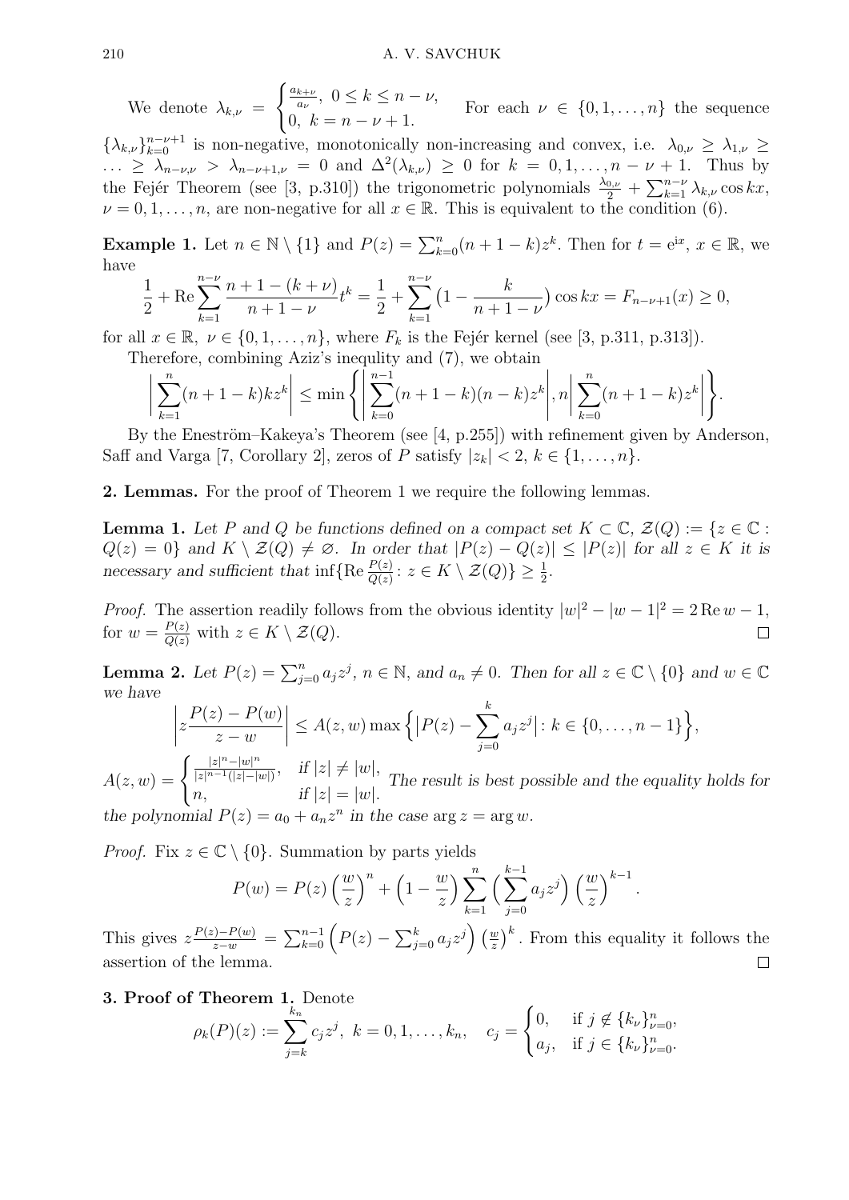We denote $\lambda_{k,\nu} = \begin{cases} \frac{a_{k+\nu}}{a_\nu}, & 0 \le k \le n-\nu, \\ 0, & k = n-\nu+1. \end{cases}$ For each $\nu \in \{0,1,\dots,n\}$ the sequence $\{\lambda_{k,\nu}\}_{k=0}^{n-\nu+1}$ is non-negative, monotonically non-increasing and convex, i.e. $\lambda_{0,\nu} \ge \lambda_{1,\nu} \ge \dots \ge \lambda_{n-\nu,\nu} > \lambda_{n-\nu+1,\nu} = 0$ and $\Delta^2(\lambda_{k,\nu}) \ge 0$ for $k = 0,1,\dots,n-\nu+1$. Thus by the Fejér Theorem (see [3, p.310]) the trigonometric polynomials $\frac{\lambda_{0,\nu}}{2} + \sum_{k=1}^{n-\nu} \lambda_{k,\nu} \cos kx$, $\nu = 0,1,\dots,n$, are non-negative for all $x \in \mathbb{R}$. This is equivalent to the condition (6).

**Example 1.** Let $n \in \mathbb{N} \setminus \{1\}$ and $P(z) = \sum_{k=0}^{n} (n+1-k) z^k$. Then for $t = e^{ix}$, $x \in \mathbb{R}$, we have

$$\frac{1}{2} + \operatorname{Re} \sum_{k=1}^{n-\nu} \frac{n+1-(k+\nu)}{n+1-\nu} t^k = \frac{1}{2} + \sum_{k=1}^{n-\nu} \left(1 - \frac{k}{n+1-\nu}\right) \cos kx = F_{n-\nu+1}(x) \ge 0,$$

for all $x \in \mathbb{R}$, $\nu \in \{0,1,\dots,n\}$, where $F_k$ is the Fejér kernel (see [3, p.311, p.313]).

Therefore, combining Aziz's inequlity and (7), we obtain

$$\left| \sum_{k=1}^{n} (n+1-k) k z^k \right| \le \min \left\{ \left| \sum_{k=0}^{n-1} (n+1-k)(n-k) z^k \right|, n \left| \sum_{k=0}^{n} (n+1-k) z^k \right| \right\}.$$

By the Eneström–Kakeya's Theorem (see [4, p.255]) with refinement given by Anderson, Saff and Varga [7, Corollary 2], zeros of $P$ satisfy $|z_k| < 2$, $k \in \{1,\dots,n\}$.

## 2. Lemmas.

For the proof of Theorem 1 we require the following lemmas.

**Lemma 1.** *Let $P$ and $Q$ be functions defined on a compact set $K \subset \mathbb{C}$, $\mathcal{Z}(Q) := \{z \in \mathbb{C} : Q(z) = 0\}$ and $K \setminus \mathcal{Z}(Q) \ne \varnothing$. In order that $|P(z) - Q(z)| \le |P(z)|$ for all $z \in K$ it is necessary and sufficient that* $\inf\{\operatorname{Re} \frac{P(z)}{Q(z)} : z \in K \setminus \mathcal{Z}(Q)\} \ge \frac{1}{2}$.

*Proof.* The assertion readily follows from the obvious identity $|w|^2 - |w-1|^2 = 2\operatorname{Re} w - 1$, for $w = \frac{P(z)}{Q(z)}$ with $z \in K \setminus \mathcal{Z}(Q)$. $\square$

**Lemma 2.** *Let $P(z) = \sum_{j=0}^{n} a_j z^j$, $n \in \mathbb{N}$, and $a_n \ne 0$. Then for all $z \in \mathbb{C} \setminus \{0\}$ and $w \in \mathbb{C}$ we have*

$$\left| z \frac{P(z) - P(w)}{z - w} \right| \le A(z,w) \max \left\{ \left| P(z) - \sum_{j=0}^{k} a_j z^j \right| : k \in \{0,\dots,n-1\} \right\},$$

$A(z,w) = \begin{cases} \frac{|z|^n - |w|^n}{|z|^{n-1}(|z| - |w|)}, & \text{if } |z| \ne |w|, \\ n, & \text{if } |z| = |w|. \end{cases}$ *The result is best possible and the equality holds for the polynomial $P(z) = a_0 + a_n z^n$ in the case $\arg z = \arg w$.*

*Proof.* Fix $z \in \mathbb{C} \setminus \{0\}$. Summation by parts yields

$$P(w) = P(z) \left(\frac{w}{z}\right)^n + \left(1 - \frac{w}{z}\right) \sum_{k=1}^{n} \left( \sum_{j=0}^{k-1} a_j z^j \right) \left(\frac{w}{z}\right)^{k-1}.$$

This gives $z \frac{P(z) - P(w)}{z - w} = \sum_{k=0}^{n-1} \left( P(z) - \sum_{j=0}^{k} a_j z^j \right) \left(\frac{w}{z}\right)^k$. From this equality it follows the assertion of the lemma. $\square$

## 3. Proof of Theorem 1.

Denote

$$\rho_k(P)(z) := \sum_{j=k}^{k_n} c_j z^j, \ k = 0,1,\dots,k_n, \quad c_j = \begin{cases} 0, & \text{if } j \notin \{k_\nu\}_{\nu=0}^{n}, \\ a_j, & \text{if } j \in \{k_\nu\}_{\nu=0}^{n}. \end{cases}$$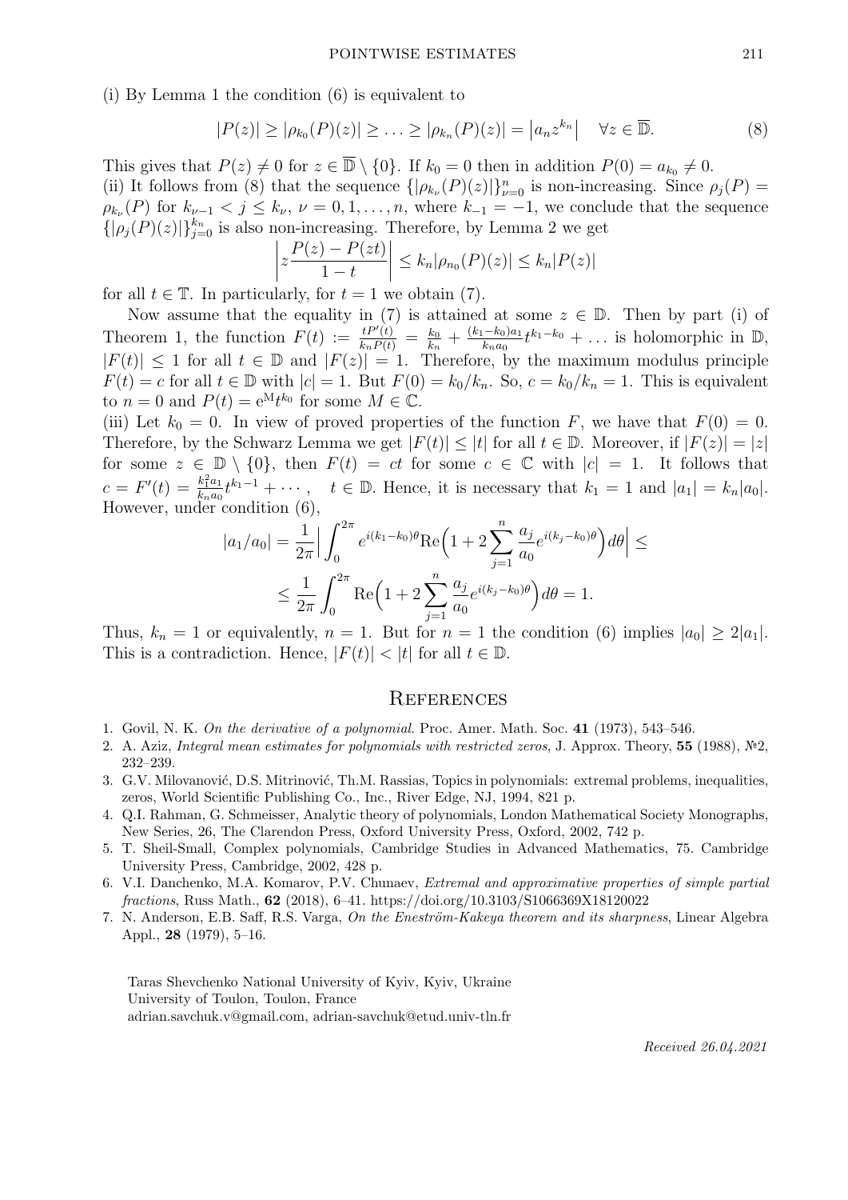(i) By Lemma 1 the condition (6) is equivalent to

$$|P(z)| \geq |\rho_{k_0}(P)(z)| \geq \ldots \geq |\rho_{k_n}(P)(z)| = \left|a_n z^{k_n}\right| \quad \forall z \in \overline{\mathbb{D}}. \tag{8}$$

This gives that $P(z) \neq 0$ for $z \in \overline{\mathbb{D}} \setminus \{0\}$. If $k_0 = 0$ then in addition $P(0) = a_{k_0} \neq 0$.
(ii) It follows from (8) that the sequence $\{|\rho_{k_\nu}(P)(z)|\}_{\nu=0}^{n}$ is non-increasing. Since $\rho_j(P) = \rho_{k_\nu}(P)$ for $k_{\nu-1} < j \leq k_\nu$, $\nu = 0, 1, \ldots, n$, where $k_{-1} = -1$, we conclude that the sequence $\{|\rho_j(P)(z)|\}_{j=0}^{k_n}$ is also non-increasing. Therefore, by Lemma 2 we get

$$\left| z \frac{P(z) - P(zt)}{1 - t} \right| \leq k_n |\rho_{n_0}(P)(z)| \leq k_n |P(z)|$$

for all $t \in \mathbb{T}$. In particularly, for $t = 1$ we obtain (7).

Now assume that the equality in (7) is attained at some $z \in \mathbb{D}$. Then by part (i) of Theorem 1, the function $F(t) := \frac{tP'(t)}{k_n P(t)} = \frac{k_0}{k_n} + \frac{(k_1 - k_0)a_1}{k_n a_0} t^{k_1 - k_0} + \ldots$ is holomorphic in $\mathbb{D}$, $|F(t)| \leq 1$ for all $t \in \mathbb{D}$ and $|F(z)| = 1$. Therefore, by the maximum modulus principle $F(t) = c$ for all $t \in \mathbb{D}$ with $|c| = 1$. But $F(0) = k_0/k_n$. So, $c = k_0/k_n = 1$. This is equivalent to $n = 0$ and $P(t) = e^{M} t^{k_0}$ for some $M \in \mathbb{C}$.
(iii) Let $k_0 = 0$. In view of proved properties of the function $F$, we have that $F(0) = 0$. Therefore, by the Schwarz Lemma we get $|F(t)| \leq |t|$ for all $t \in \mathbb{D}$. Moreover, if $|F(z)| = |z|$ for some $z \in \mathbb{D} \setminus \{0\}$, then $F(t) = ct$ for some $c \in \mathbb{C}$ with $|c| = 1$. It follows that $c = F'(t) = \frac{k_1^2 a_1}{k_n a_0} t^{k_1 - 1} + \cdots, \quad t \in \mathbb{D}$. Hence, it is necessary that $k_1 = 1$ and $|a_1| = k_n |a_0|$. However, under condition (6),

$$|a_1/a_0| = \frac{1}{2\pi} \Big| \int_0^{2\pi} e^{i(k_1 - k_0)\theta} \mathrm{Re}\Big(1 + 2\sum_{j=1}^{n} \frac{a_j}{a_0} e^{i(k_j - k_0)\theta}\Big) d\theta \Big| \leq$$
$$\leq \frac{1}{2\pi} \int_0^{2\pi} \mathrm{Re}\Big(1 + 2\sum_{j=1}^{n} \frac{a_j}{a_0} e^{i(k_j - k_0)\theta}\Big) d\theta = 1.$$

Thus, $k_n = 1$ or equivalently, $n = 1$. But for $n = 1$ the condition (6) implies $|a_0| \geq 2|a_1|$. This is a contradiction. Hence, $|F(t)| < |t|$ for all $t \in \mathbb{D}$.

## References

1. Govil, N. K. *On the derivative of a polynomial*. Proc. Amer. Math. Soc. **41** (1973), 543–546.
2. A. Aziz, *Integral mean estimates for polynomials with restricted zeros*, J. Approx. Theory, **55** (1988), №2, 232–239.
3. G.V. Milovanović, D.S. Mitrinović, Th.M. Rassias, Topics in polynomials: extremal problems, inequalities, zeros, World Scientific Publishing Co., Inc., River Edge, NJ, 1994, 821 p.
4. Q.I. Rahman, G. Schmeisser, Analytic theory of polynomials, London Mathematical Society Monographs, New Series, 26, The Clarendon Press, Oxford University Press, Oxford, 2002, 742 p.
5. T. Sheil-Small, Complex polynomials, Cambridge Studies in Advanced Mathematics, 75. Cambridge University Press, Cambridge, 2002, 428 p.
6. V.I. Danchenko, M.A. Komarov, P.V. Chunaev, *Extremal and approximative properties of simple partial fractions*, Russ Math., **62** (2018), 6–41. https://doi.org/10.3103/S1066369X18120022
7. N. Anderson, E.B. Saff, R.S. Varga, *On the Eneström-Kakeya theorem and its sharpness*, Linear Algebra Appl., **28** (1979), 5–16.

Taras Shevchenko National University of Kyiv, Kyiv, Ukraine
University of Toulon, Toulon, France
adrian.savchuk.v@gmail.com, adrian-savchuk@etud.univ-tln.fr

*Received 26.04.2021*